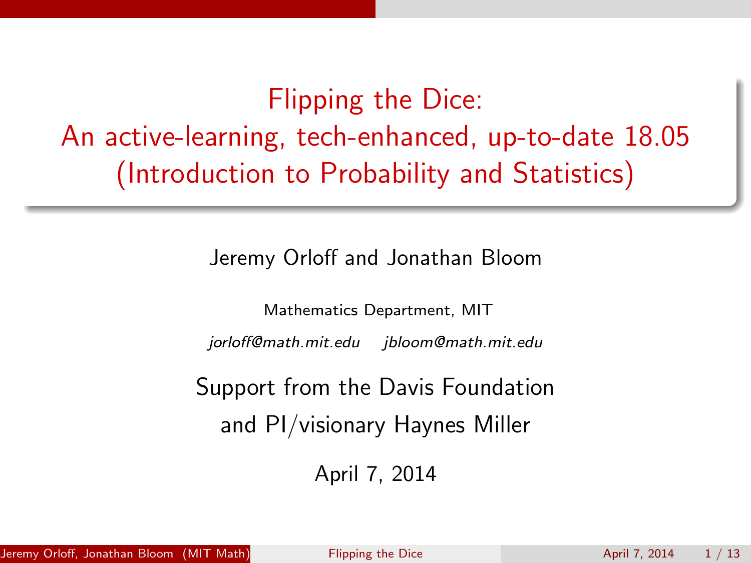# Flipping the Dice: An active-learning, tech-enhanced, up-to-date 18.05 (Introduction to Probability and Statistics)

Jeremy Orloff and Jonathan Bloom

Mathematics Department, MIT

*jorloff@math.mit.edu* *jbloom@math.mit.edu*

Support from the Davis Foundation

and PI/visionary Haynes Miller

April 7, 2014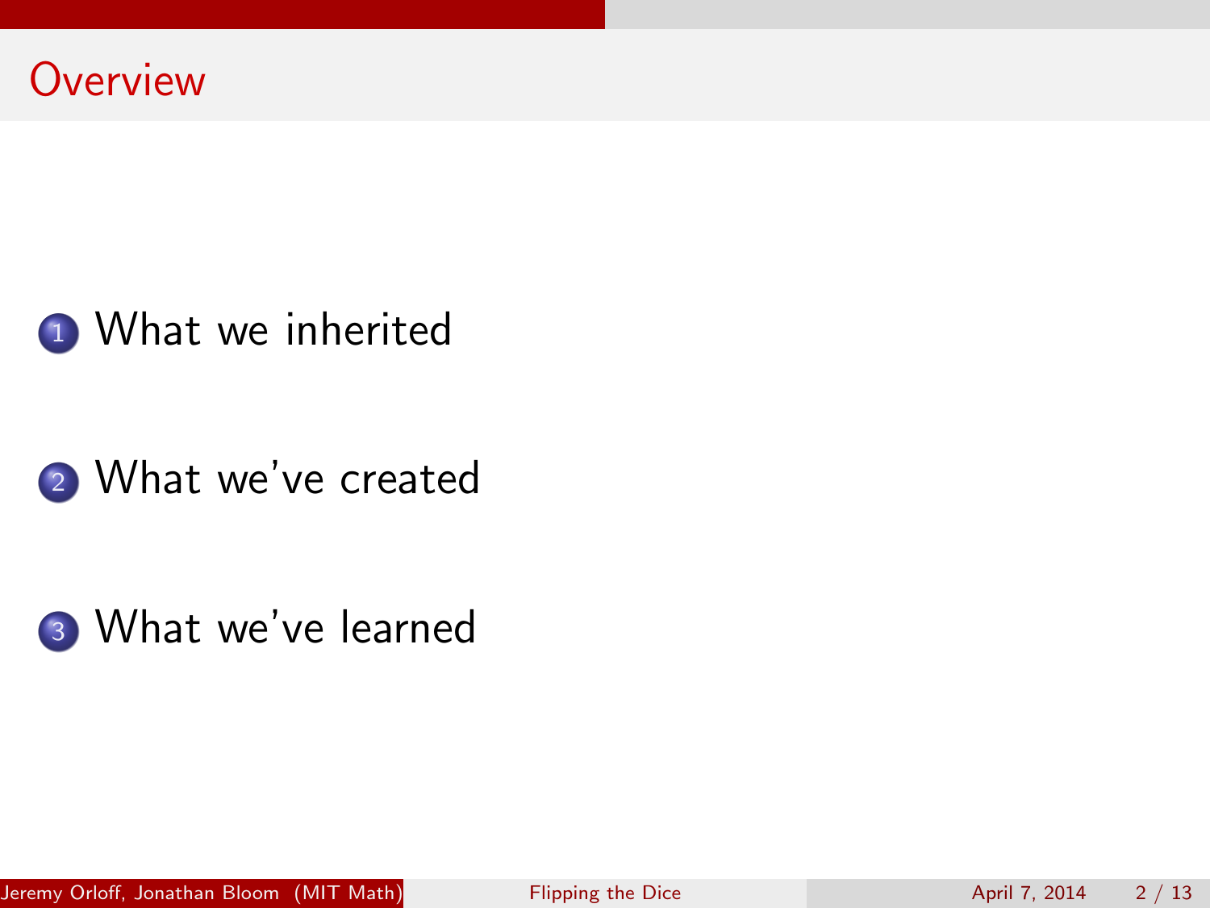# Overview

1. What we inherited
2. What we've created
3. What we've learned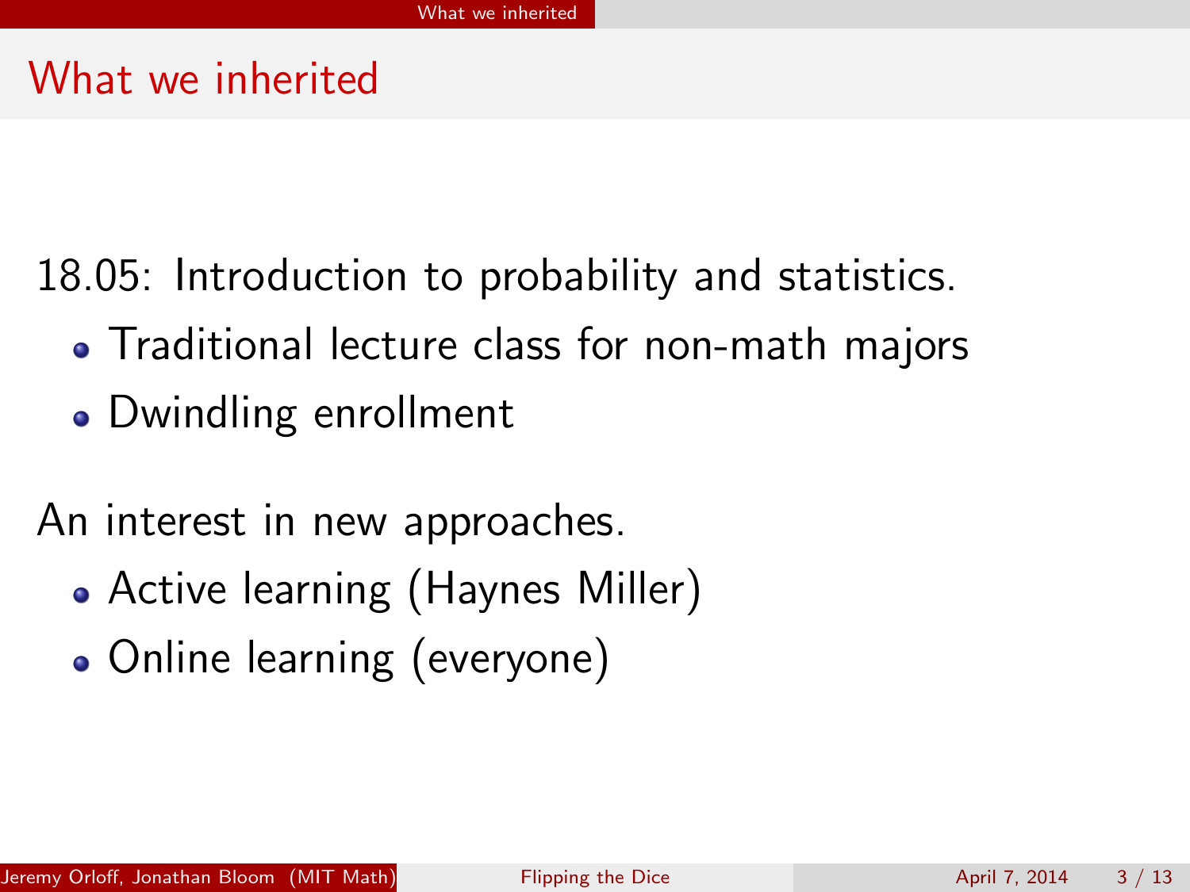# What we inherited

18.05: Introduction to probability and statistics.

- Traditional lecture class for non-math majors
- Dwindling enrollment

An interest in new approaches.

- Active learning (Haynes Miller)
- Online learning (everyone)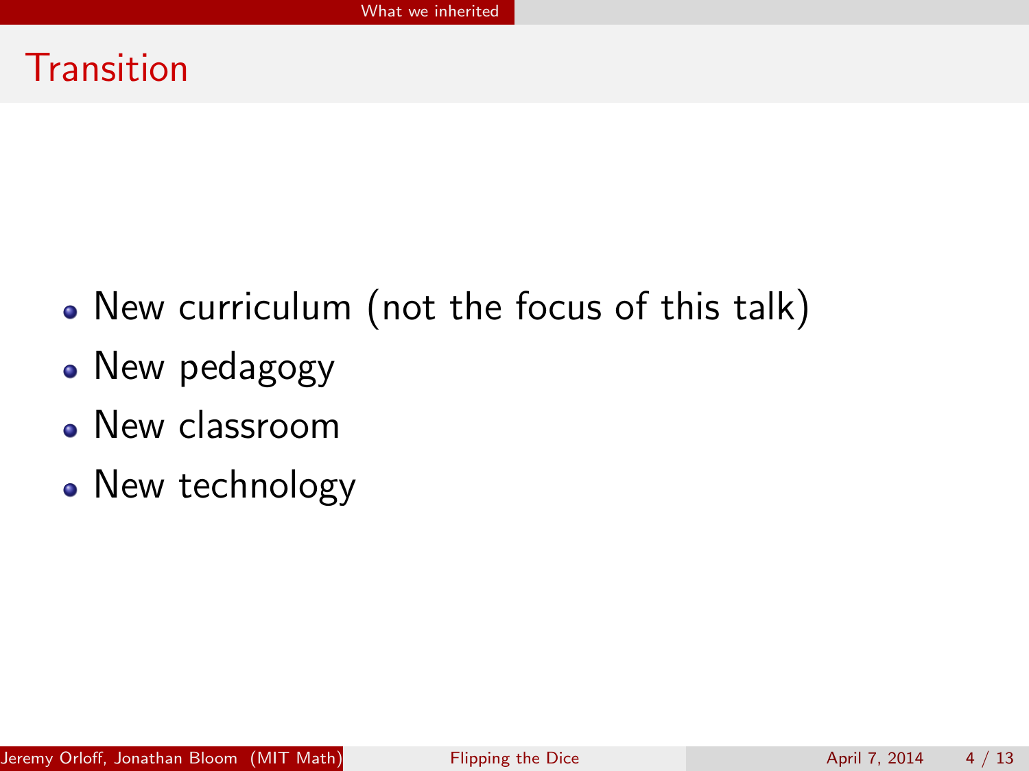# Transition

- New curriculum (not the focus of this talk)
- New pedagogy
- New classroom
- New technology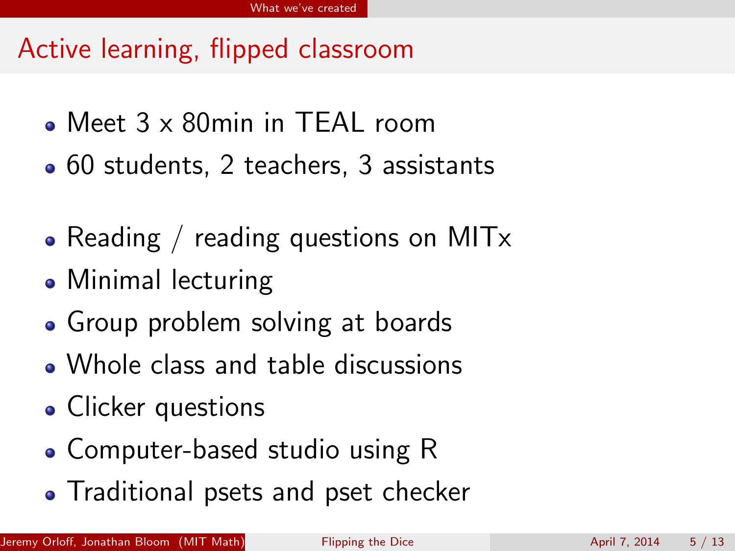## Active learning, flipped classroom

- Meet 3 x 80min in TEAL room
- 60 students, 2 teachers, 3 assistants

- Reading / reading questions on MITx
- Minimal lecturing
- Group problem solving at boards
- Whole class and table discussions
- Clicker questions
- Computer-based studio using R
- Traditional psets and pset checker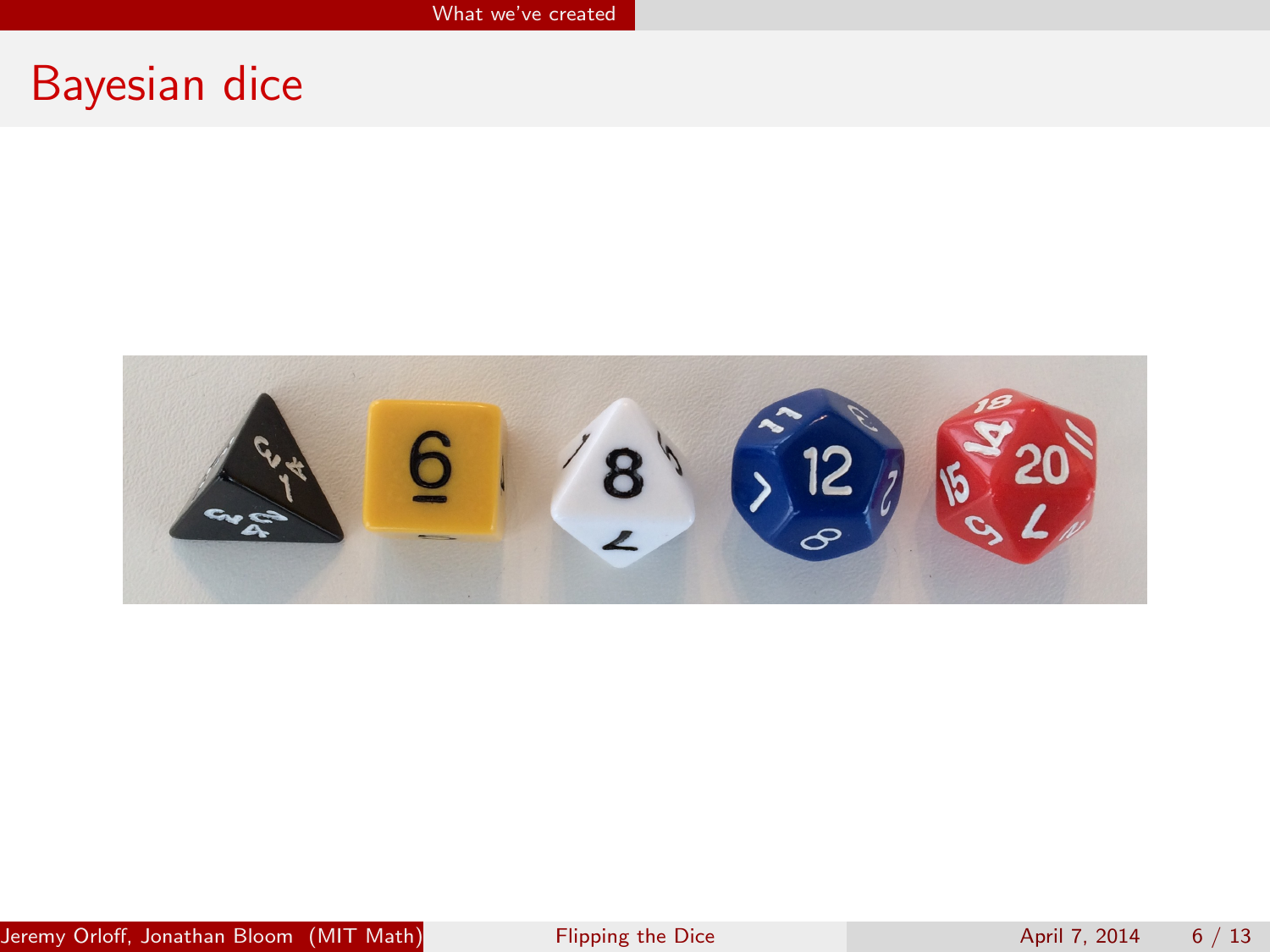# Bayesian dice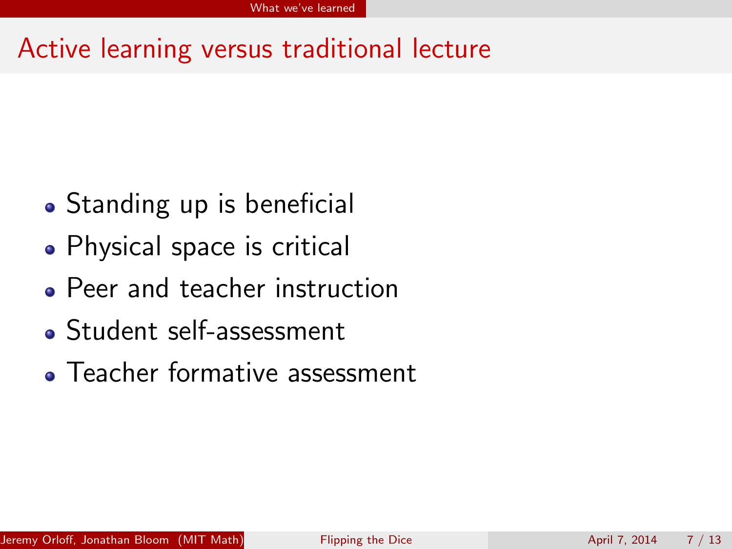# Active learning versus traditional lecture

- Standing up is beneficial
- Physical space is critical
- Peer and teacher instruction
- Student self-assessment
- Teacher formative assessment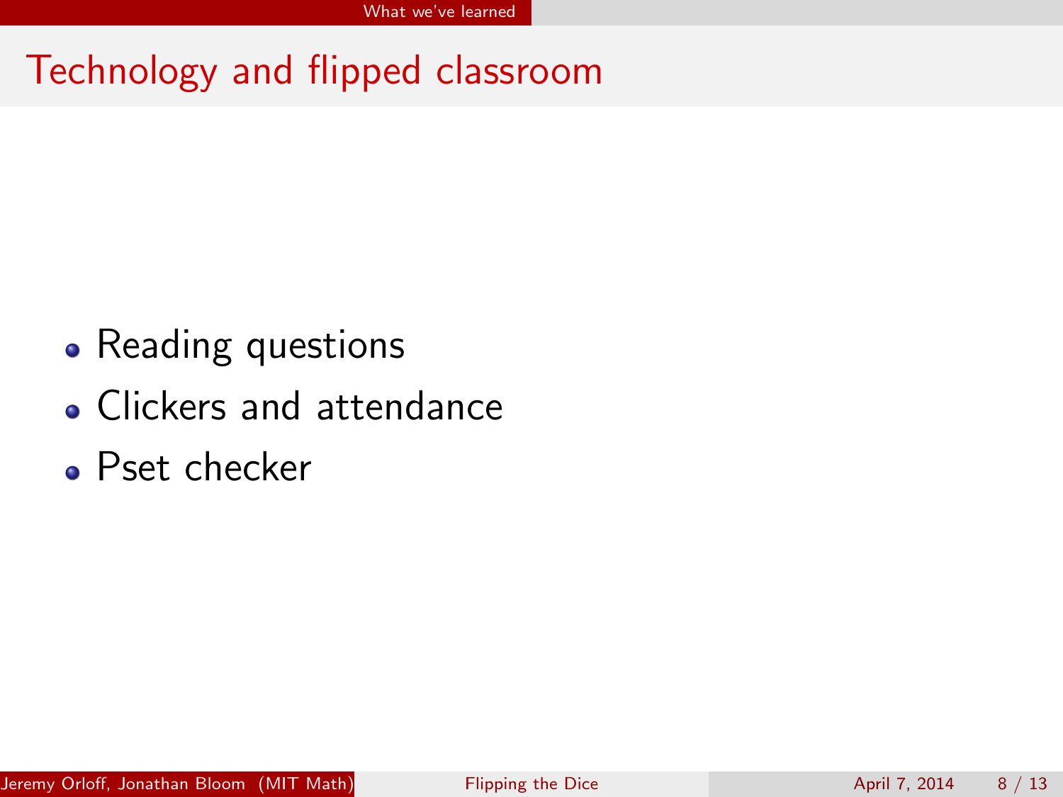# Technology and flipped classroom

- Reading questions
- Clickers and attendance
- Pset checker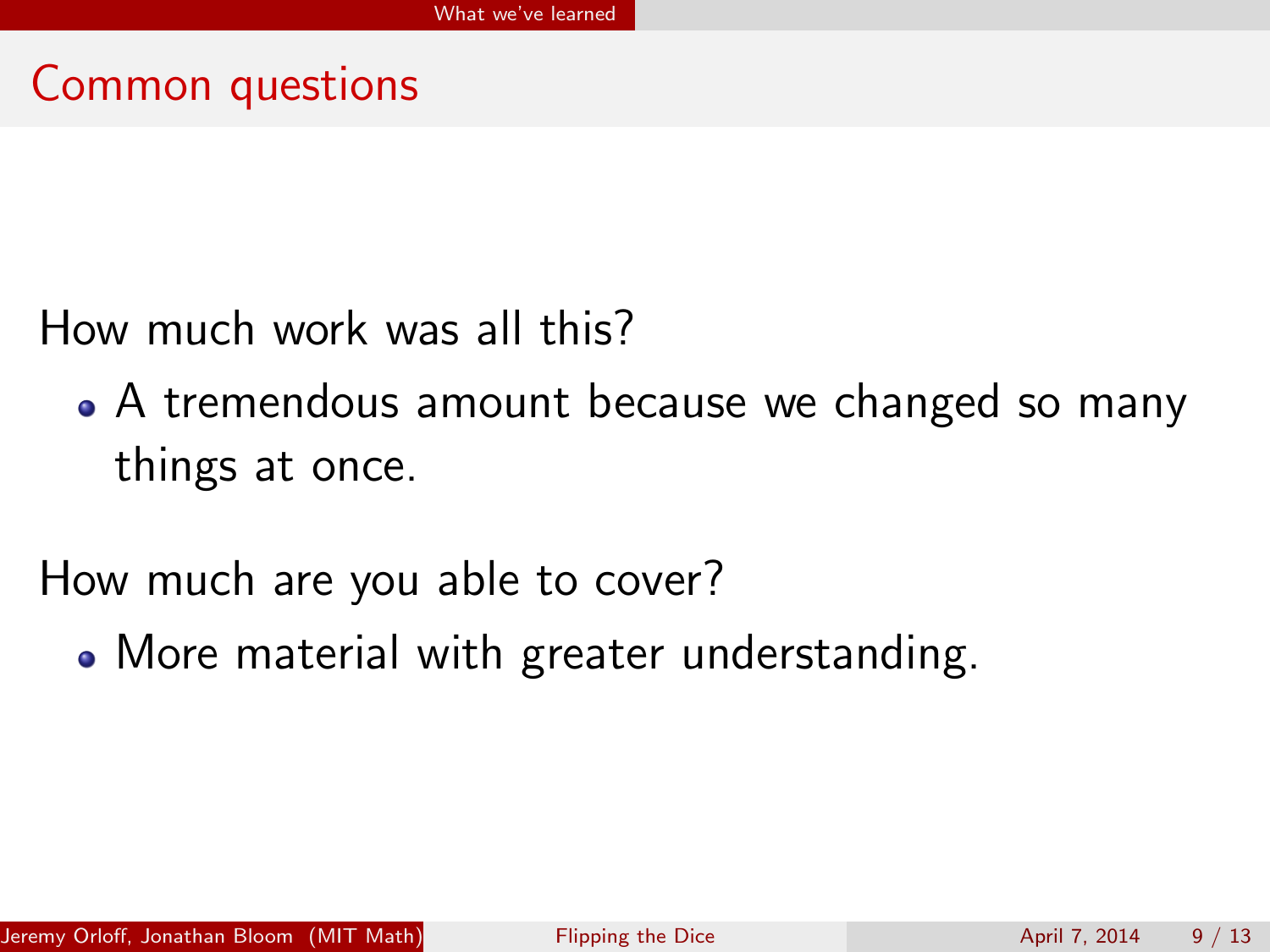## Common questions

How much work was all this?

- A tremendous amount because we changed so many things at once.

How much are you able to cover?

- More material with greater understanding.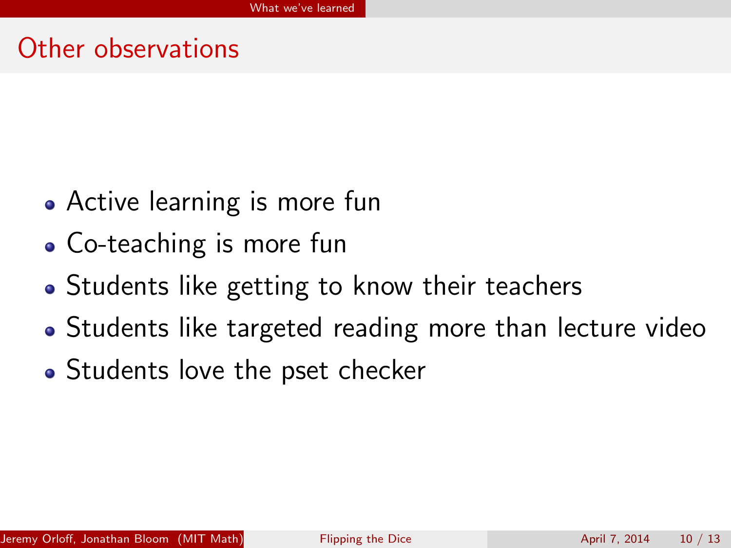## Other observations

- Active learning is more fun
- Co-teaching is more fun
- Students like getting to know their teachers
- Students like targeted reading more than lecture video
- Students love the pset checker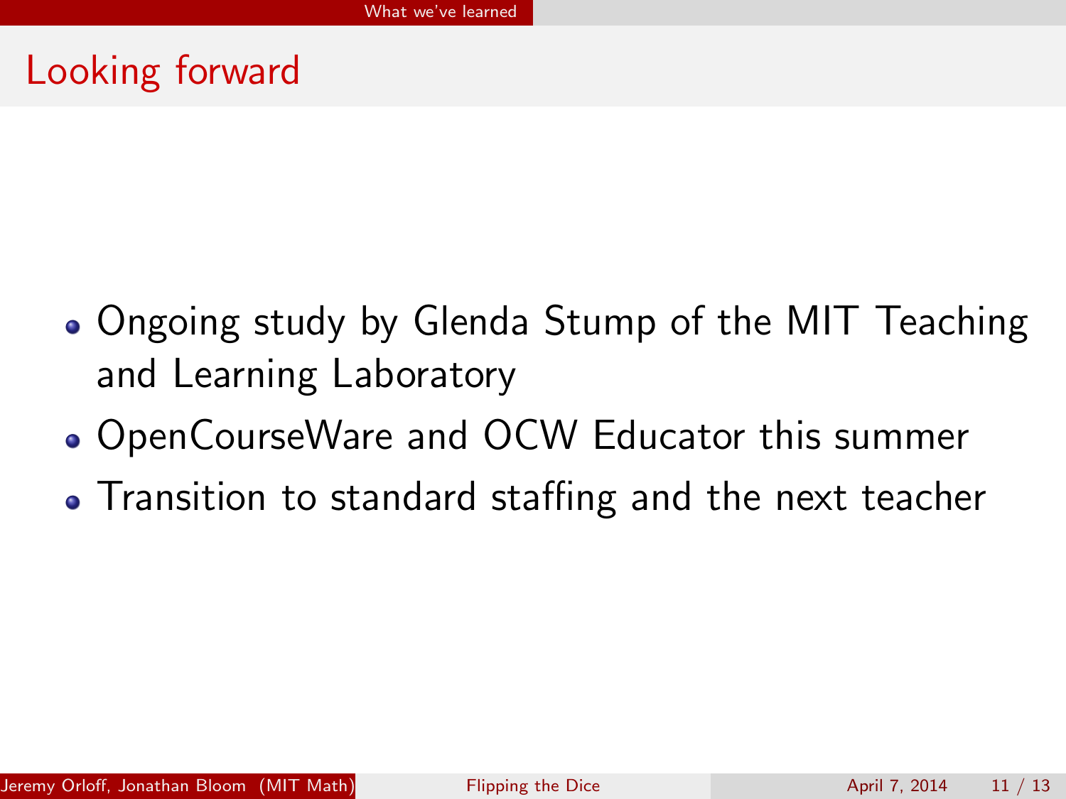# Looking forward

- Ongoing study by Glenda Stump of the MIT Teaching and Learning Laboratory
- OpenCourseWare and OCW Educator this summer
- Transition to standard staffing and the next teacher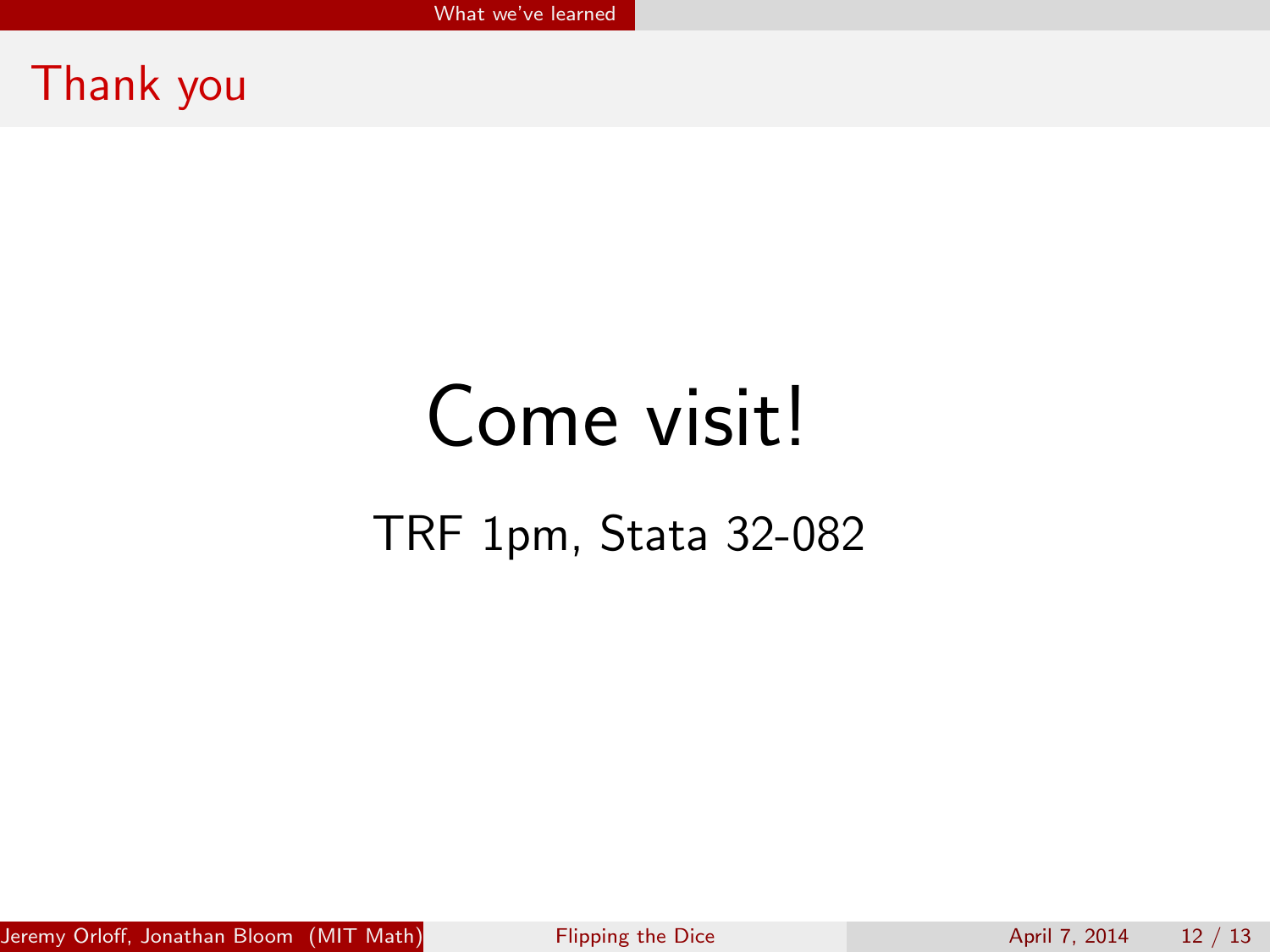# Thank you

## Come visit!

TRF 1pm, Stata 32-082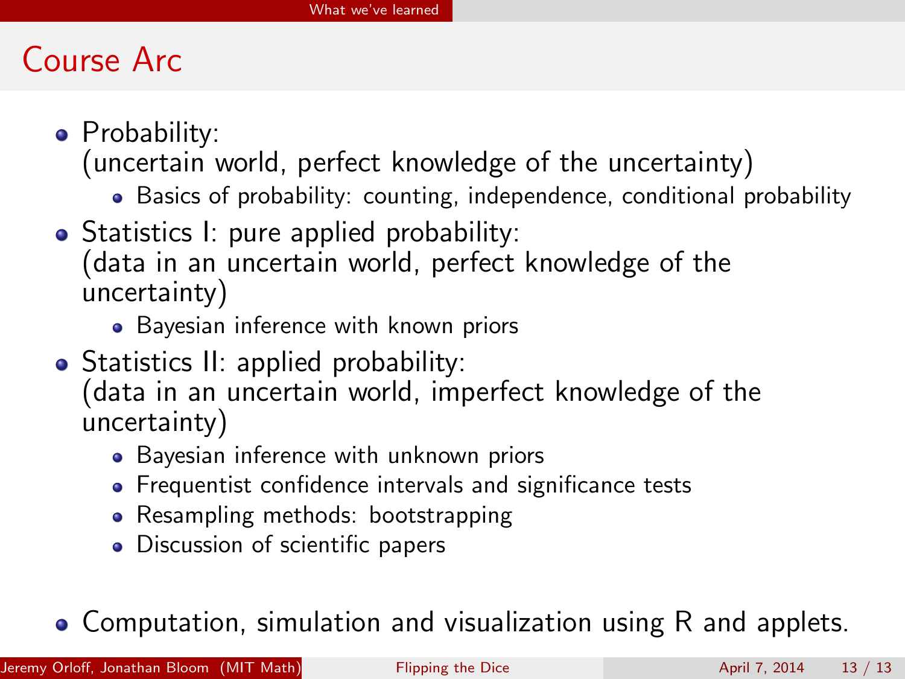# Course Arc

- Probability:
  (uncertain world, perfect knowledge of the uncertainty)
  - Basics of probability: counting, independence, conditional probability
- Statistics I: pure applied probability:
  (data in an uncertain world, perfect knowledge of the uncertainty)
  - Bayesian inference with known priors
- Statistics II: applied probability:
  (data in an uncertain world, imperfect knowledge of the uncertainty)
  - Bayesian inference with unknown priors
  - Frequentist confidence intervals and significance tests
  - Resampling methods: bootstrapping
  - Discussion of scientific papers

- Computation, simulation and visualization using R and applets.